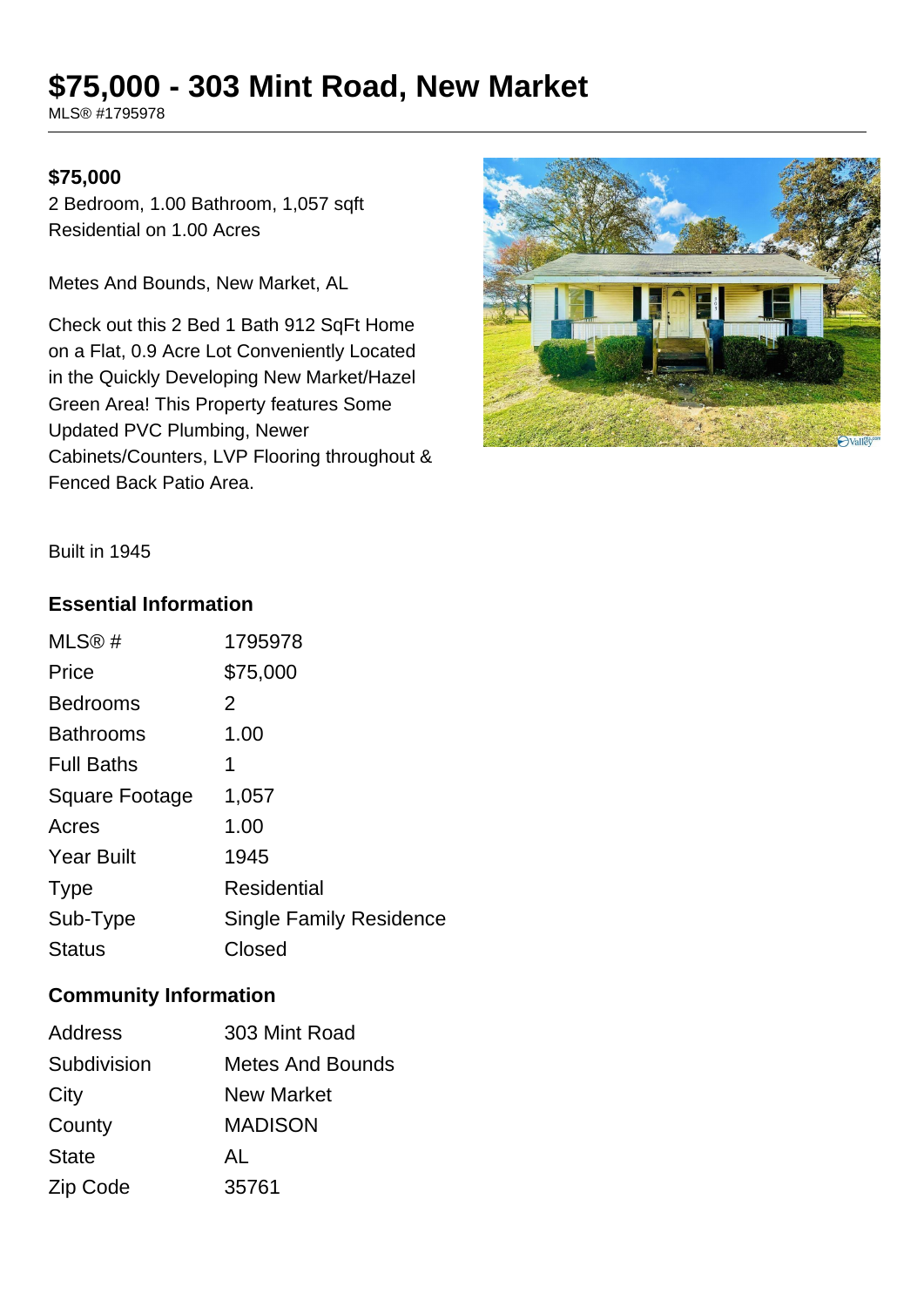# $75,000 - 303 Mint Road, New Market

MLS® #1795978

**$75,000**

2 Bedroom, 1.00 Bathroom, 1,057 sqft
Residential on 1.00 Acres

Metes And Bounds, New Market, AL

Check out this 2 Bed 1 Bath 912 SqFt Home on a Flat, 0.9 Acre Lot Conveniently Located in the Quickly Developing New Market/Hazel Green Area! This Property features Some Updated PVC Plumbing, Newer Cabinets/Counters, LVP Flooring throughout & Fenced Back Patio Area.

Built in 1945

## Essential Information

| | |
|---|---|
| MLS® # | 1795978 |
| Price | $75,000 |
| Bedrooms | 2 |
| Bathrooms | 1.00 |
| Full Baths | 1 |
| Square Footage | 1,057 |
| Acres | 1.00 |
| Year Built | 1945 |
| Type | Residential |
| Sub-Type | Single Family Residence |
| Status | Closed |

## Community Information

| | |
|---|---|
| Address | 303 Mint Road |
| Subdivision | Metes And Bounds |
| City | New Market |
| County | MADISON |
| State | AL |
| Zip Code | 35761 |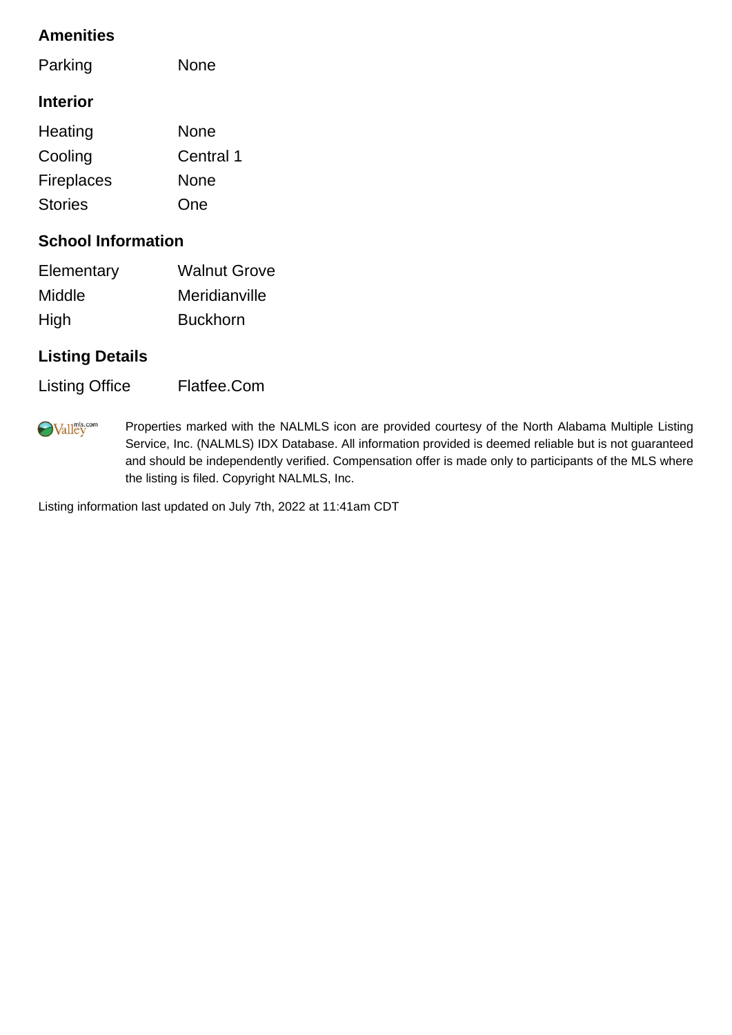### Amenities

| | |
|---|---|
| Parking | None |

### Interior

| | |
|---|---|
| Heating | None |
| Cooling | Central 1 |
| Fireplaces | None |
| Stories | One |

### School Information

| | |
|---|---|
| Elementary | Walnut Grove |
| Middle | Meridianville |
| High | Buckhorn |

### Listing Details

| | |
|---|---|
| Listing Office | Flatfee.Com |

Valley mls.com

Properties marked with the NALMLS icon are provided courtesy of the North Alabama Multiple Listing Service, Inc. (NALMLS) IDX Database. All information provided is deemed reliable but is not guaranteed and should be independently verified. Compensation offer is made only to participants of the MLS where the listing is filed. Copyright NALMLS, Inc.

Listing information last updated on July 7th, 2022 at 11:41am CDT